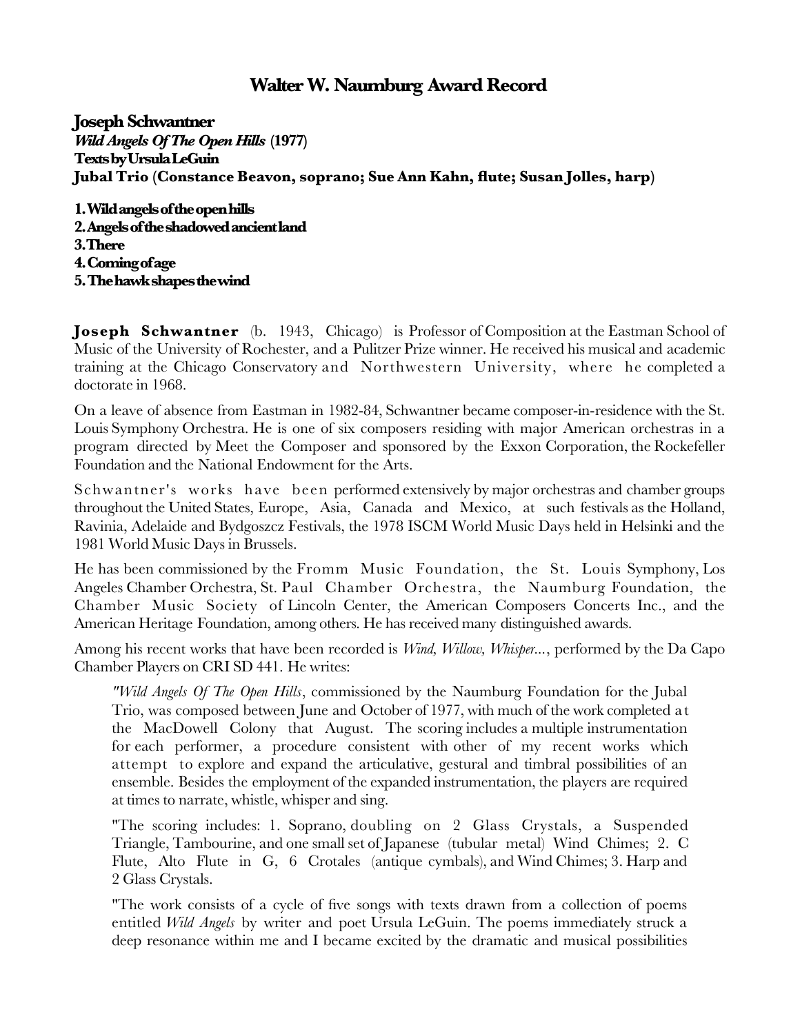# Walter W. Naumburg Award Record

**Joseph Schwantner**
***Wild Angels Of The Open Hills* (1977)**
**Texts by Ursula LeGuin**
**Jubal Trio (Constance Beavon, soprano; Sue Ann Kahn, flute; Susan Jolles, harp)**

**1. Wild angels of the open hills**
**2. Angels of the shadowed ancient land**
**3. There**
**4. Coming of age**
**5. The hawk shapes the wind**

**Joseph Schwantner** (b. 1943, Chicago) is Professor of Composition at the Eastman School of Music of the University of Rochester, and a Pulitzer Prize winner. He received his musical and academic training at the Chicago Conservatory and Northwestern University, where he completed a doctorate in 1968.

On a leave of absence from Eastman in 1982-84, Schwantner became composer-in-residence with the St. Louis Symphony Orchestra. He is one of six composers residing with major American orchestras in a program directed by Meet the Composer and sponsored by the Exxon Corporation, the Rockefeller Foundation and the National Endowment for the Arts.

Schwantner's works have been performed extensively by major orchestras and chamber groups throughout the United States, Europe, Asia, Canada and Mexico, at such festivals as the Holland, Ravinia, Adelaide and Bydgoszcz Festivals, the 1978 ISCM World Music Days held in Helsinki and the 1981 World Music Days in Brussels.

He has been commissioned by the Fromm Music Foundation, the St. Louis Symphony, Los Angeles Chamber Orchestra, St. Paul Chamber Orchestra, the Naumburg Foundation, the Chamber Music Society of Lincoln Center, the American Composers Concerts Inc., and the American Heritage Foundation, among others. He has received many distinguished awards.

Among his recent works that have been recorded is *Wind, Willow, Whisper...*, performed by the Da Capo Chamber Players on CRI SD 441. He writes:

> "*Wild Angels Of The Open Hills*, commissioned by the Naumburg Foundation for the Jubal Trio, was composed between June and October of 1977, with much of the work completed at the MacDowell Colony that August. The scoring includes a multiple instrumentation for each performer, a procedure consistent with other of my recent works which attempt to explore and expand the articulative, gestural and timbral possibilities of an ensemble. Besides the employment of the expanded instrumentation, the players are required at times to narrate, whistle, whisper and sing.
>
> "The scoring includes: 1. Soprano, doubling on 2 Glass Crystals, a Suspended Triangle, Tambourine, and one small set of Japanese (tubular metal) Wind Chimes; 2. C Flute, Alto Flute in G, 6 Crotales (antique cymbals), and Wind Chimes; 3. Harp and 2 Glass Crystals.
>
> "The work consists of a cycle of five songs with texts drawn from a collection of poems entitled *Wild Angels* by writer and poet Ursula LeGuin. The poems immediately struck a deep resonance within me and I became excited by the dramatic and musical possibilities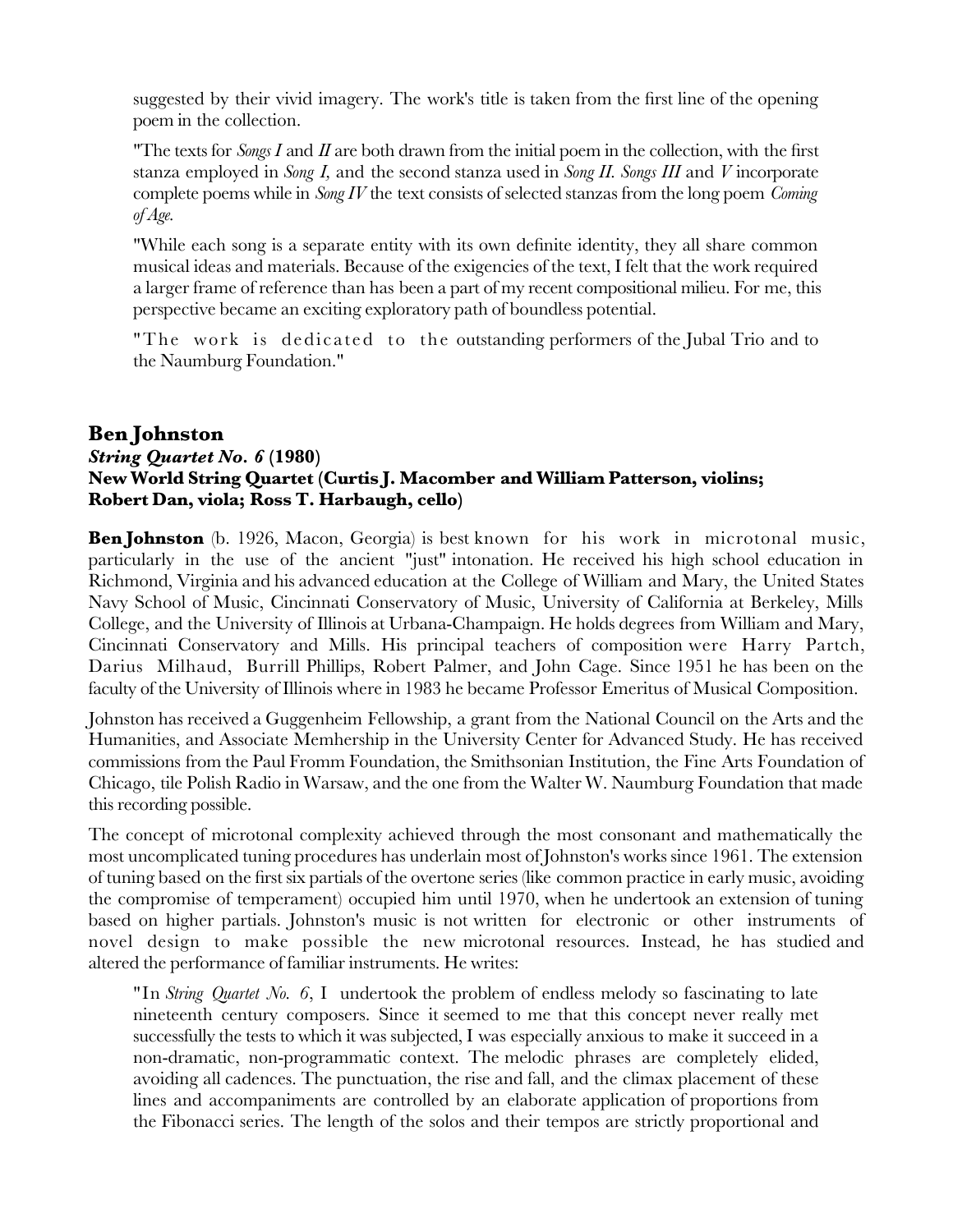suggested by their vivid imagery. The work's title is taken from the first line of the opening poem in the collection.

"The texts for *Songs I* and *II* are both drawn from the initial poem in the collection, with the first stanza employed in *Song I,* and the second stanza used in *Song II. Songs III* and *V* incorporate complete poems while in *Song IV* the text consists of selected stanzas from the long poem *Coming of Age.*

"While each song is a separate entity with its own definite identity, they all share common musical ideas and materials. Because of the exigencies of the text, I felt that the work required a larger frame of reference than has been a part of my recent compositional milieu. For me, this perspective became an exciting exploratory path of boundless potential.

"The work is dedicated to the outstanding performers of the Jubal Trio and to the Naumburg Foundation."

## Ben Johnston

### *String Quartet No. 6* (1980)

**New World String Quartet (Curtis J. Macomber and William Patterson, violins; Robert Dan, viola; Ross T. Harbaugh, cello)**

**Ben Johnston** (b. 1926, Macon, Georgia) is best known for his work in microtonal music, particularly in the use of the ancient "just" intonation. He received his high school education in Richmond, Virginia and his advanced education at the College of William and Mary, the United States Navy School of Music, Cincinnati Conservatory of Music, University of California at Berkeley, Mills College, and the University of Illinois at Urbana-Champaign. He holds degrees from William and Mary, Cincinnati Conservatory and Mills. His principal teachers of composition were Harry Partch, Darius Milhaud, Burrill Phillips, Robert Palmer, and John Cage. Since 1951 he has been on the faculty of the University of Illinois where in 1983 he became Professor Emeritus of Musical Composition.

Johnston has received a Guggenheim Fellowship, a grant from the National Council on the Arts and the Humanities, and Associate Memhership in the University Center for Advanced Study. He has received commissions from the Paul Fromm Foundation, the Smithsonian Institution, the Fine Arts Foundation of Chicago, tile Polish Radio in Warsaw, and the one from the Walter W. Naumburg Foundation that made this recording possible.

The concept of microtonal complexity achieved through the most consonant and mathematically the most uncomplicated tuning procedures has underlain most of Johnston's works since 1961. The extension of tuning based on the first six partials of the overtone series (like common practice in early music, avoiding the compromise of temperament) occupied him until 1970, when he undertook an extension of tuning based on higher partials. Johnston's music is not written for electronic or other instruments of novel design to make possible the new microtonal resources. Instead, he has studied and altered the performance of familiar instruments. He writes:

"In *String Quartet No. 6*, I undertook the problem of endless melody so fascinating to late nineteenth century composers. Since it seemed to me that this concept never really met successfully the tests to which it was subjected, I was especially anxious to make it succeed in a non-dramatic, non-programmatic context. The melodic phrases are completely elided, avoiding all cadences. The punctuation, the rise and fall, and the climax placement of these lines and accompaniments are controlled by an elaborate application of proportions from the Fibonacci series. The length of the solos and their tempos are strictly proportional and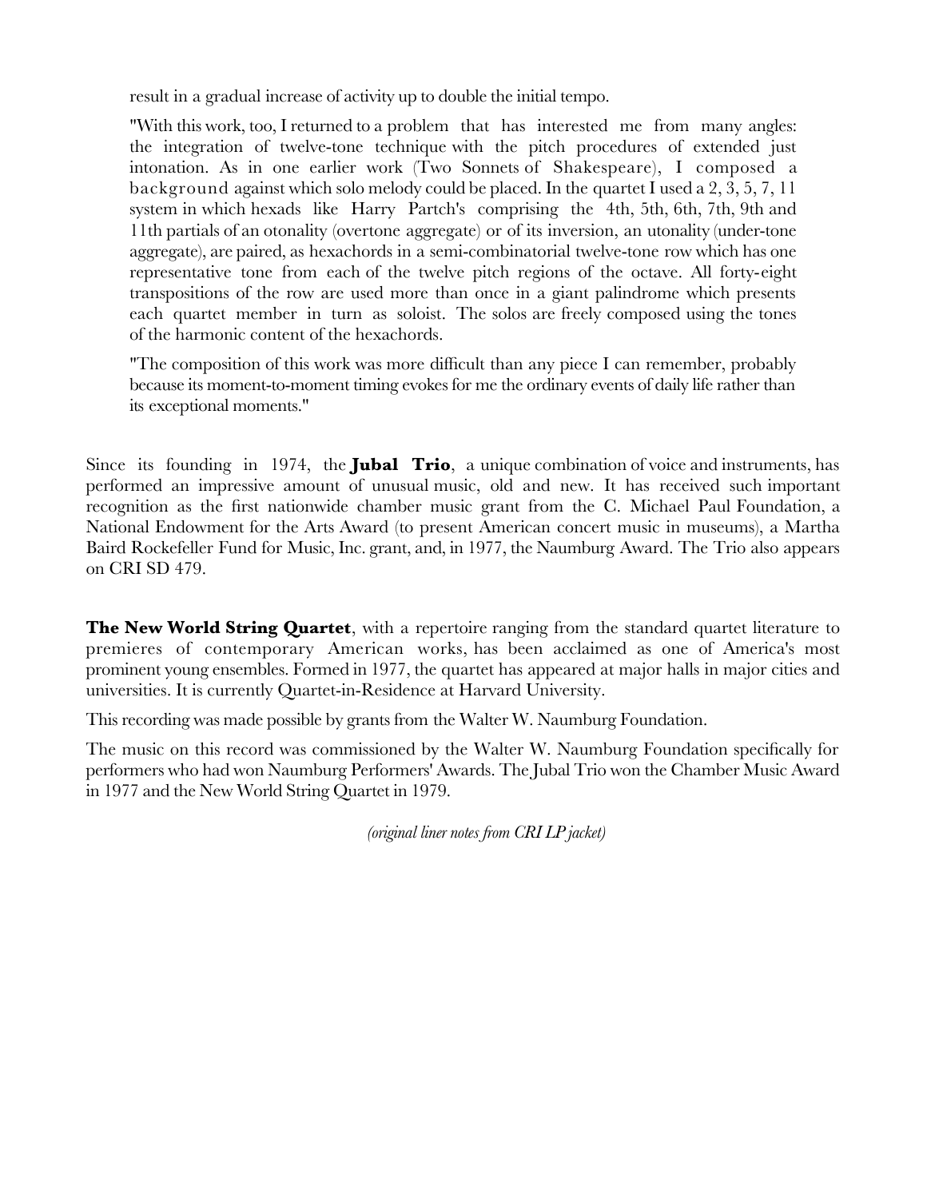result in a gradual increase of activity up to double the initial tempo.

"With this work, too, I returned to a problem that has interested me from many angles: the integration of twelve-tone technique with the pitch procedures of extended just intonation. As in one earlier work (Two Sonnets of Shakespeare), I composed a background against which solo melody could be placed. In the quartet I used a 2, 3, 5, 7, 11 system in which hexads like Harry Partch's comprising the 4th, 5th, 6th, 7th, 9th and 11th partials of an otonality (overtone aggregate) or of its inversion, an utonality (under-tone aggregate), are paired, as hexachords in a semi-combinatorial twelve-tone row which has one representative tone from each of the twelve pitch regions of the octave. All forty-eight transpositions of the row are used more than once in a giant palindrome which presents each quartet member in turn as soloist. The solos are freely composed using the tones of the harmonic content of the hexachords.

"The composition of this work was more difficult than any piece I can remember, probably because its moment-to-moment timing evokes for me the ordinary events of daily life rather than its exceptional moments."

Since its founding in 1974, the **Jubal Trio**, a unique combination of voice and instruments, has performed an impressive amount of unusual music, old and new. It has received such important recognition as the first nationwide chamber music grant from the C. Michael Paul Foundation, a National Endowment for the Arts Award (to present American concert music in museums), a Martha Baird Rockefeller Fund for Music, Inc. grant, and, in 1977, the Naumburg Award. The Trio also appears on CRI SD 479.

**The New World String Quartet**, with a repertoire ranging from the standard quartet literature to premieres of contemporary American works, has been acclaimed as one of America's most prominent young ensembles. Formed in 1977, the quartet has appeared at major halls in major cities and universities. It is currently Quartet-in-Residence at Harvard University.

This recording was made possible by grants from the Walter W. Naumburg Foundation.

The music on this record was commissioned by the Walter W. Naumburg Foundation specifically for performers who had won Naumburg Performers' Awards. The Jubal Trio won the Chamber Music Award in 1977 and the New World String Quartet in 1979.

*(original liner notes from CRI LP jacket)*